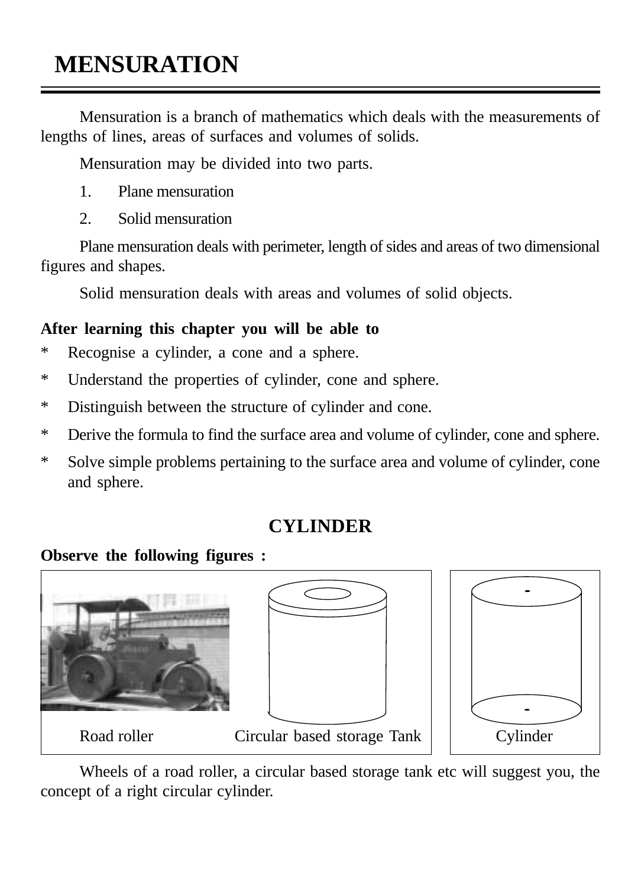# MENSURATION

Mensuration is a branch of mathematics which deals with the measurements of lengths of lines, areas of surfaces and volumes of solids.

Mensuration may be divided into two parts.

1. Plane mensuration
2. Solid mensuration

Plane mensuration deals with perimeter, length of sides and areas of two dimensional figures and shapes.

Solid mensuration deals with areas and volumes of solid objects.

**After learning this chapter you will be able to**

* Recognise a cylinder, a cone and a sphere.
* Understand the properties of cylinder, cone and sphere.
* Distinguish between the structure of cylinder and cone.
* Derive the formula to find the surface area and volume of cylinder, cone and sphere.
* Solve simple problems pertaining to the surface area and volume of cylinder, cone and sphere.

## CYLINDER

**Observe the following figures :**

Road roller Circular based storage Tank Cylinder

Wheels of a road roller, a circular based storage tank etc will suggest you, the concept of a right circular cylinder.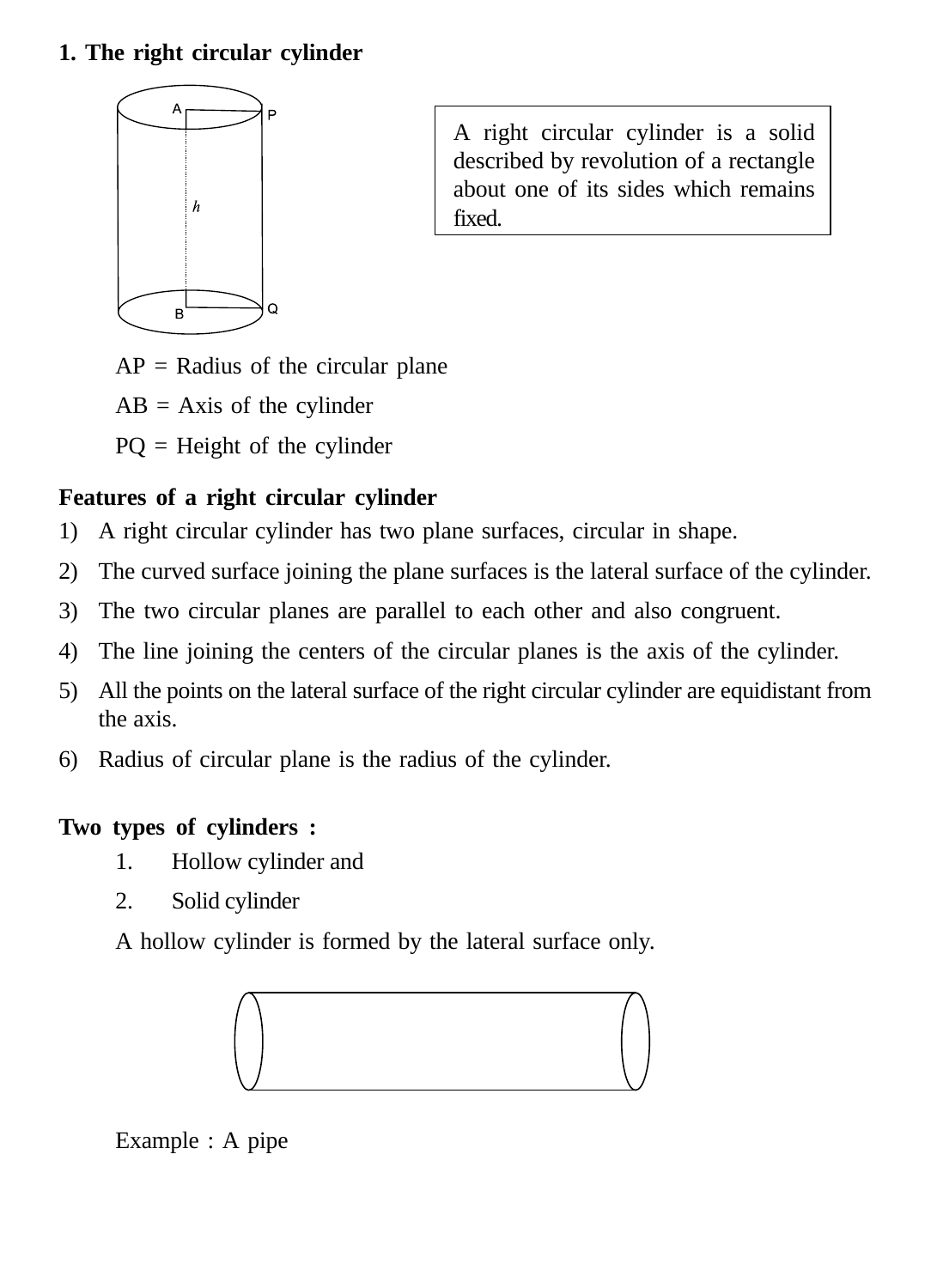## 1. The right circular cylinder

A right circular cylinder is a solid described by revolution of a rectangle about one of its sides which remains fixed.

AP = Radius of the circular plane

AB = Axis of the cylinder

PQ = Height of the cylinder

**Features of a right circular cylinder**

1) A right circular cylinder has two plane surfaces, circular in shape.
2) The curved surface joining the plane surfaces is the lateral surface of the cylinder.
3) The two circular planes are parallel to each other and also congruent.
4) The line joining the centers of the circular planes is the axis of the cylinder.
5) All the points on the lateral surface of the right circular cylinder are equidistant from the axis.
6) Radius of circular plane is the radius of the cylinder.

**Two types of cylinders :**

1. Hollow cylinder and
2. Solid cylinder

A hollow cylinder is formed by the lateral surface only.

Example : A pipe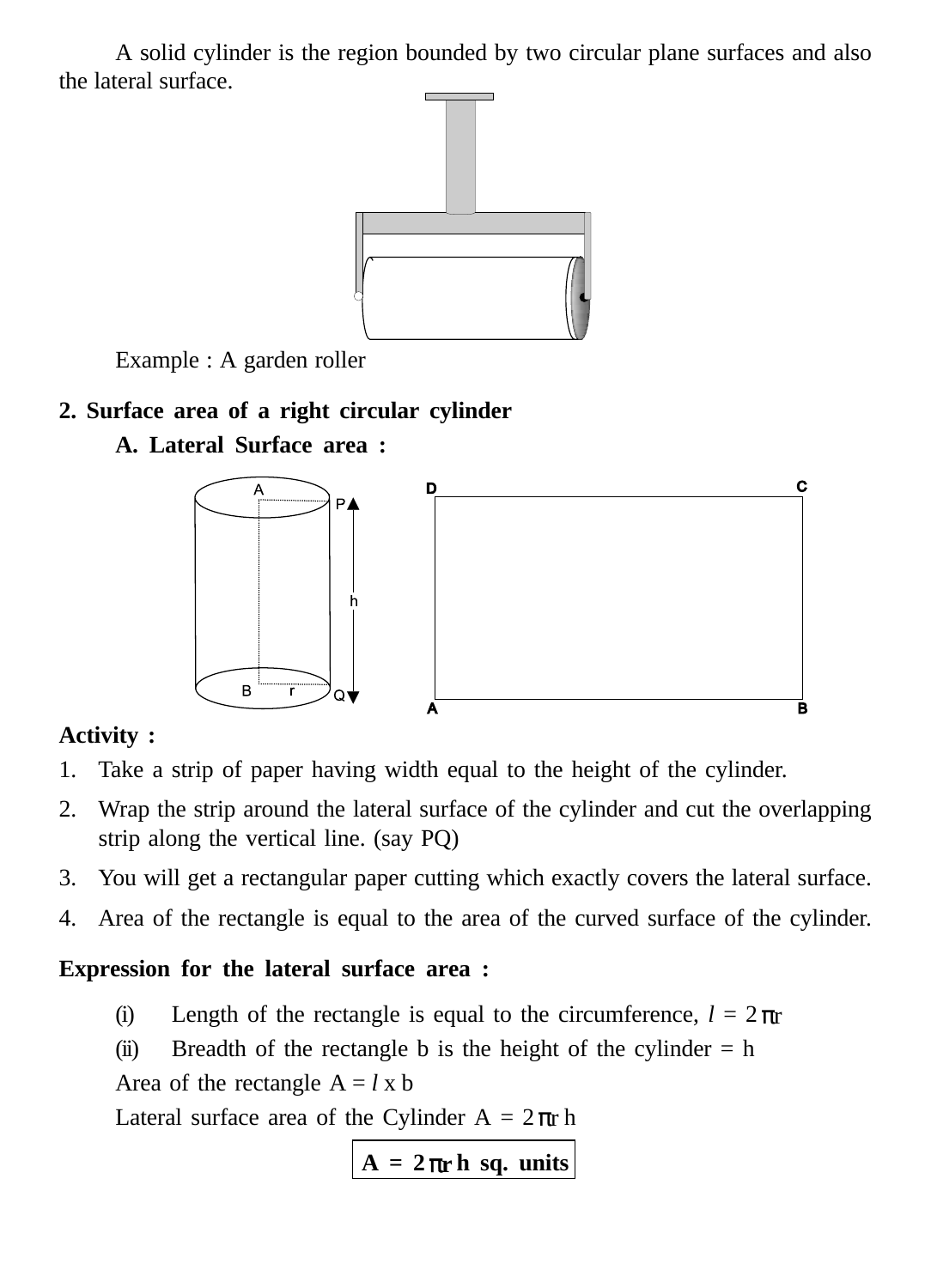A solid cylinder is the region bounded by two circular plane surfaces and also the lateral surface.

Example : A garden roller

## 2. Surface area of a right circular cylinder

### A. Lateral Surface area :

**Activity :**

1. Take a strip of paper having width equal to the height of the cylinder.
2. Wrap the strip around the lateral surface of the cylinder and cut the overlapping strip along the vertical line. (say PQ)
3. You will get a rectangular paper cutting which exactly covers the lateral surface.
4. Area of the rectangle is equal to the area of the curved surface of the cylinder.

**Expression for the lateral surface area :**

(i) Length of the rectangle is equal to the circumference, $l = 2\pi r$

(ii) Breadth of the rectangle b is the height of the cylinder = h

Area of the rectangle $A = l \times b$

Lateral surface area of the Cylinder $A = 2\pi r h$

$$\boxed{A = 2\pi r h \text{ sq. units}}$$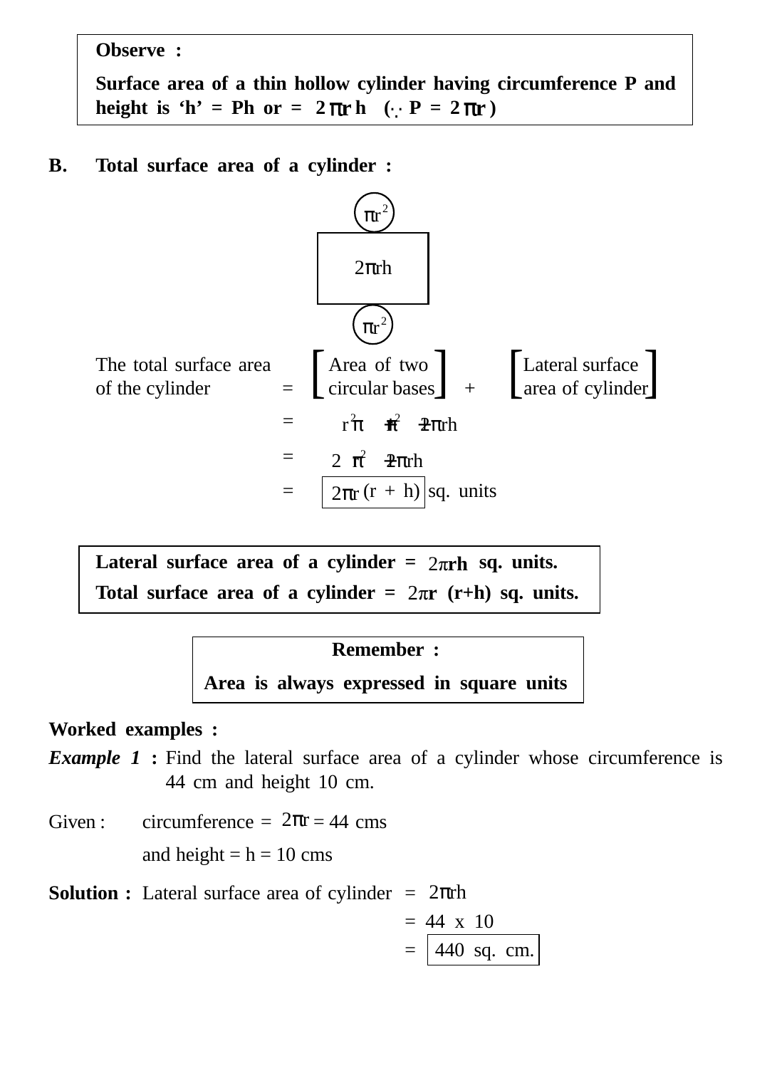> **Observe :**
>
> **Surface area of a thin hollow cylinder having circumference P and height is 'h' = Ph or = $2\pi r h$ ($\because P = 2\pi r$)**

**B. Total surface area of a cylinder :**

$\pi r^2$

$2\pi rh$

$\pi r^2$

The total surface area of the cylinder = [Area of two circular bases] + [Lateral surface area of cylinder]

$= \pi r^2 + \pi r^2 + 2\pi rh$

$= 2\pi r^2 + 2\pi rh$

$= \boxed{2\pi r\,(r + h)}$ sq. units

> **Lateral surface area of a cylinder = $2\pi rh$ sq. units.**
>
> **Total surface area of a cylinder = $2\pi r\,(r+h)$ sq. units.**

> **Remember :**
>
> **Area is always expressed in square units**

**Worked examples :**

***Example 1*** **:** Find the lateral surface area of a cylinder whose circumference is 44 cm and height 10 cm.

Given : circumference = $2\pi r$ = 44 cms

and height = h = 10 cms

**Solution :** Lateral surface area of cylinder $= 2\pi rh$

$= 44 \times 10$

$= \boxed{440 \text{ sq. cm.}}$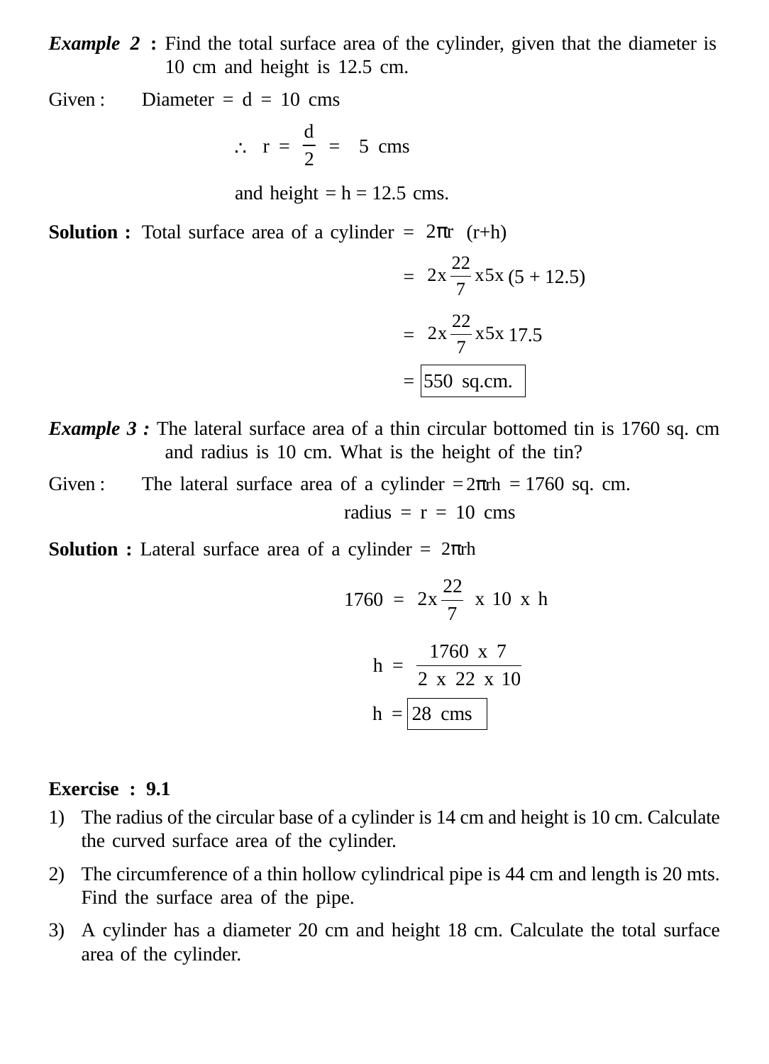***Example 2 :*** Find the total surface area of the cylinder, given that the diameter is 10 cm and height is 12.5 cm.

Given : Diameter = d = 10 cms

$$\therefore \ r = \frac{d}{2} = 5 \text{ cms}$$

and height = h = 12.5 cms.

**Solution :** Total surface area of a cylinder = $2\pi r \ (r+h)$

$$= 2 \text{x} \frac{22}{7} \text{x} 5 \text{x} (5 + 12.5)$$

$$= 2 \text{x} \frac{22}{7} \text{x} 5 \text{x} \ 17.5$$

$$= \boxed{550 \text{ sq.cm.}}$$

***Example 3 :*** The lateral surface area of a thin circular bottomed tin is 1760 sq. cm and radius is 10 cm. What is the height of the tin?

Given : The lateral surface area of a cylinder = $2\pi rh$ = 1760 sq. cm.

radius = r = 10 cms

**Solution :** Lateral surface area of a cylinder = $2\pi rh$

$$1760 = 2 \text{x} \frac{22}{7} \text{ x } 10 \text{ x } h$$

$$h = \frac{1760 \text{ x } 7}{2 \text{ x } 22 \text{ x } 10}$$

$$h = \boxed{28 \text{ cms}}$$

**Exercise : 9.1**

1) The radius of the circular base of a cylinder is 14 cm and height is 10 cm. Calculate the curved surface area of the cylinder.
2) The circumference of a thin hollow cylindrical pipe is 44 cm and length is 20 mts. Find the surface area of the pipe.
3) A cylinder has a diameter 20 cm and height 18 cm. Calculate the total surface area of the cylinder.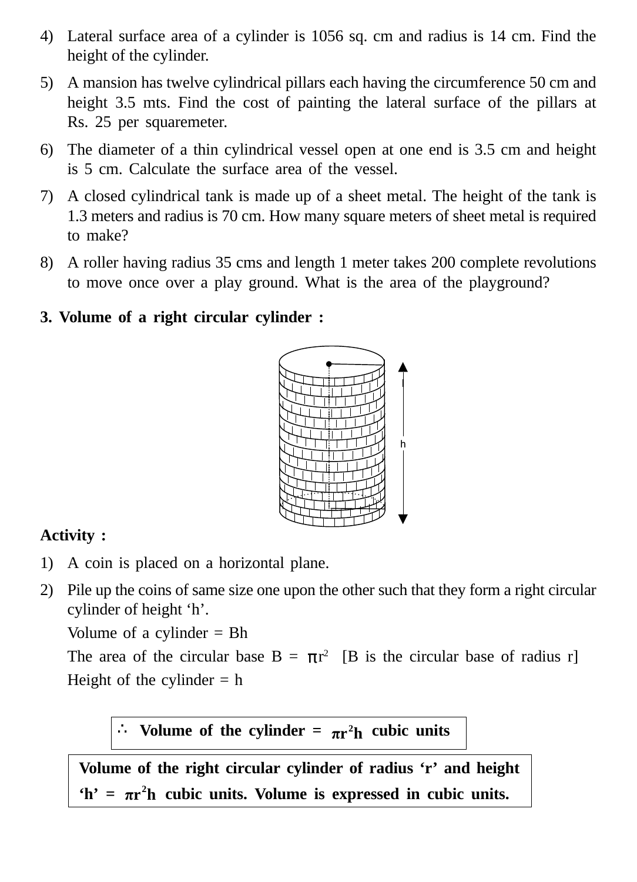4) Lateral surface area of a cylinder is 1056 sq. cm and radius is 14 cm. Find the height of the cylinder.

5) A mansion has twelve cylindrical pillars each having the circumference 50 cm and height 3.5 mts. Find the cost of painting the lateral surface of the pillars at Rs. 25 per squaremeter.

6) The diameter of a thin cylindrical vessel open at one end is 3.5 cm and height is 5 cm. Calculate the surface area of the vessel.

7) A closed cylindrical tank is made up of a sheet metal. The height of the tank is 1.3 meters and radius is 70 cm. How many square meters of sheet metal is required to make?

8) A roller having radius 35 cms and length 1 meter takes 200 complete revolutions to move once over a play ground. What is the area of the playground?

**3. Volume of a right circular cylinder :**

**Activity :**

1) A coin is placed on a horizontal plane.

2) Pile up the coins of same size one upon the other such that they form a right circular cylinder of height ‘h’.

   Volume of a cylinder = Bh

   The area of the circular base B = $\pi r^2$ [B is the circular base of radius r]

   Height of the cylinder = h

**$\therefore$ Volume of the cylinder = $\pi r^2 h$ cubic units**

**Volume of the right circular cylinder of radius ‘r’ and height ‘h’ = $\pi r^2 h$ cubic units. Volume is expressed in cubic units.**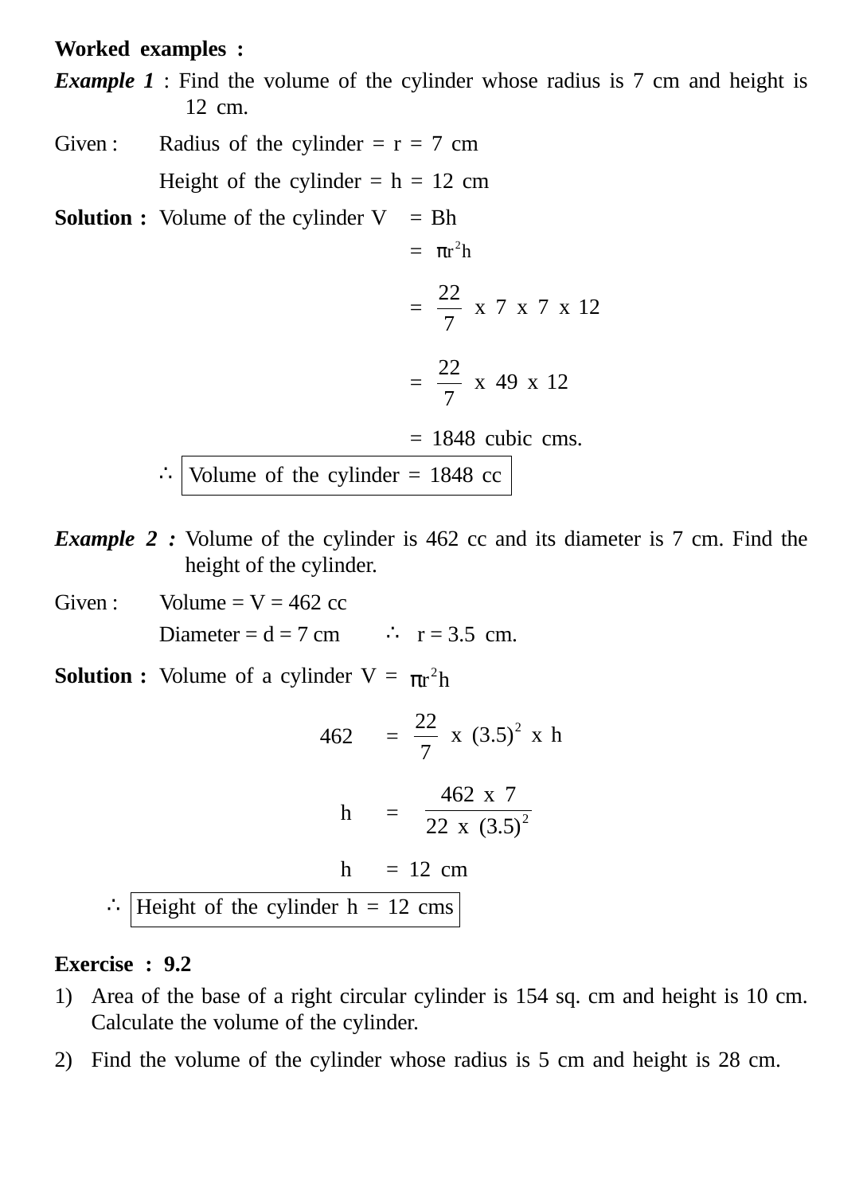**Worked examples :**

***Example 1*** : Find the volume of the cylinder whose radius is 7 cm and height is 12 cm.

Given : Radius of the cylinder = r = 7 cm

Height of the cylinder = h = 12 cm

**Solution :** Volume of the cylinder V = Bh

$$= \pi r^2 h$$

$$= \frac{22}{7} \text{ x } 7 \text{ x } 7 \text{ x } 12$$

$$= \frac{22}{7} \text{ x } 49 \text{ x } 12$$

= 1848 cubic cms.

∴ Volume of the cylinder = 1848 cc

***Example 2 :*** Volume of the cylinder is 462 cc and its diameter is 7 cm. Find the height of the cylinder.

Given : Volume = V = 462 cc

Diameter = d = 7 cm ∴ r = 3.5 cm.

**Solution :** Volume of a cylinder V = $\pi r^2 h$

$$462 = \frac{22}{7} \text{ x } (3.5)^2 \text{ x } h$$

$$h = \frac{462 \text{ x } 7}{22 \text{ x } (3.5)^2}$$

h = 12 cm

∴ Height of the cylinder h = 12 cms

**Exercise : 9.2**

1) Area of the base of a right circular cylinder is 154 sq. cm and height is 10 cm. Calculate the volume of the cylinder.
2) Find the volume of the cylinder whose radius is 5 cm and height is 28 cm.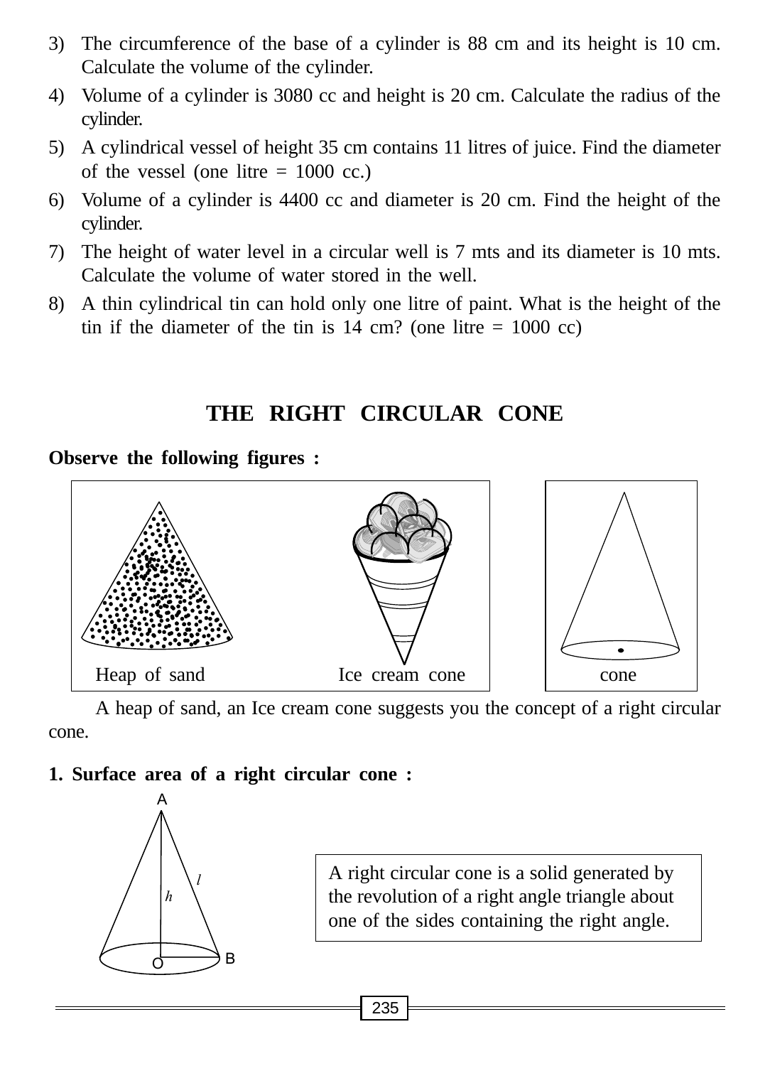3) The circumference of the base of a cylinder is 88 cm and its height is 10 cm. Calculate the volume of the cylinder.
4) Volume of a cylinder is 3080 cc and height is 20 cm. Calculate the radius of the cylinder.
5) A cylindrical vessel of height 35 cm contains 11 litres of juice. Find the diameter of the vessel (one litre = 1000 cc.)
6) Volume of a cylinder is 4400 cc and diameter is 20 cm. Find the height of the cylinder.
7) The height of water level in a circular well is 7 mts and its diameter is 10 mts. Calculate the volume of water stored in the well.
8) A thin cylindrical tin can hold only one litre of paint. What is the height of the tin if the diameter of the tin is 14 cm? (one litre = 1000 cc)

## THE RIGHT CIRCULAR CONE

**Observe the following figures :**

Heap of sand &nbsp;&nbsp;&nbsp;&nbsp; Ice cream cone &nbsp;&nbsp;&nbsp;&nbsp; cone

A heap of sand, an Ice cream cone suggests you the concept of a right circular cone.

**1. Surface area of a right circular cone :**

A right circular cone is a solid generated by the revolution of a right angle triangle about one of the sides containing the right angle.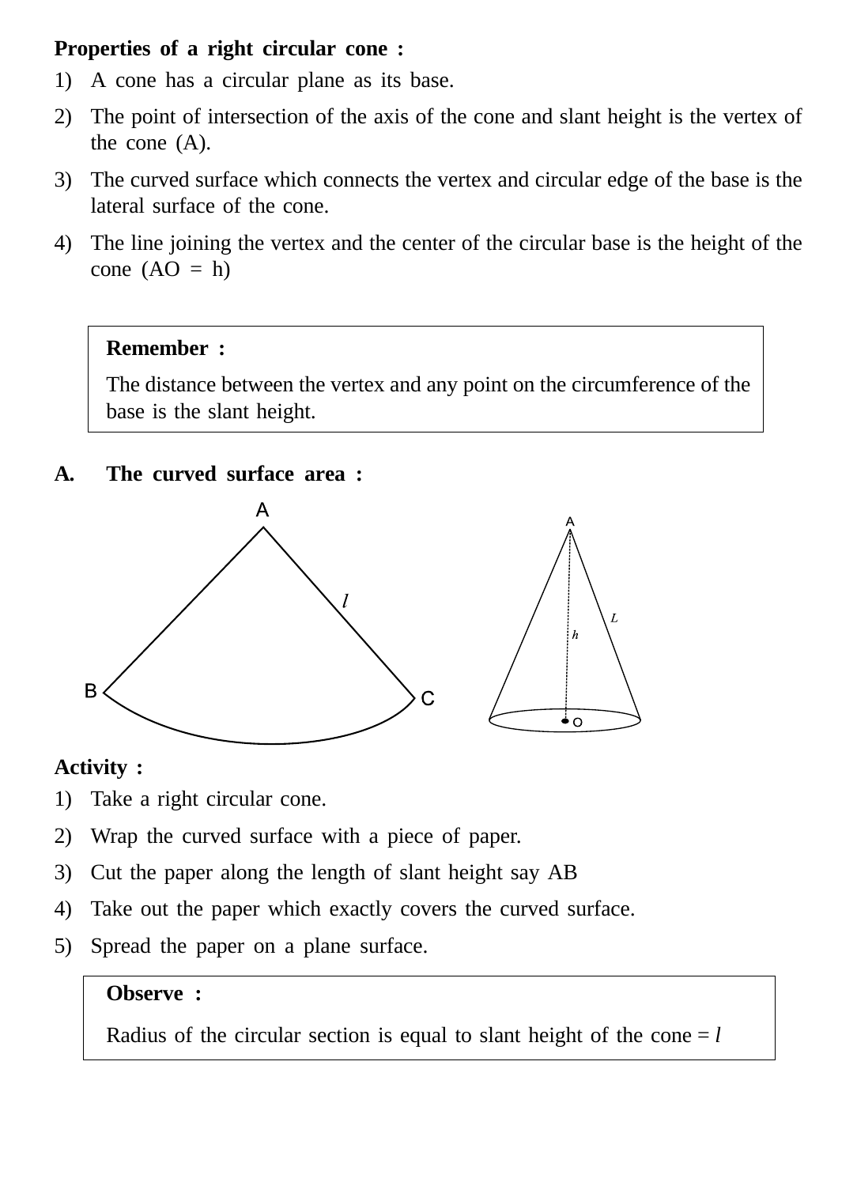**Properties of a right circular cone :**

1) A cone has a circular plane as its base.
2) The point of intersection of the axis of the cone and slant height is the vertex of the cone (A).
3) The curved surface which connects the vertex and circular edge of the base is the lateral surface of the cone.
4) The line joining the vertex and the center of the circular base is the height of the cone (AO = h)

> **Remember :**
>
> The distance between the vertex and any point on the circumference of the base is the slant height.

**A. The curved surface area :**

**Activity :**

1) Take a right circular cone.
2) Wrap the curved surface with a piece of paper.
3) Cut the paper along the length of slant height say AB
4) Take out the paper which exactly covers the curved surface.
5) Spread the paper on a plane surface.

> **Observe :**
>
> Radius of the circular section is equal to slant height of the cone = $l$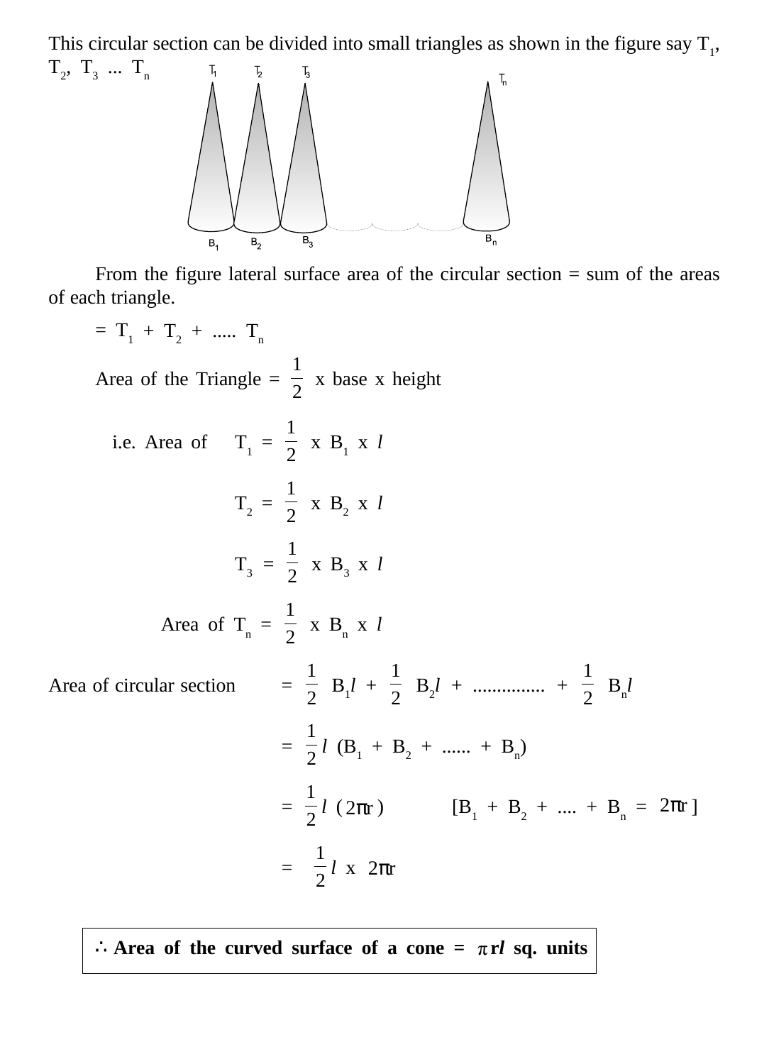This circular section can be divided into small triangles as shown in the figure say $T_1$, $T_2$, $T_3$ ... $T_n$

From the figure lateral surface area of the circular section = sum of the areas of each triangle.

$= T_1 + T_2 + ..... T_n$

Area of the Triangle = $\frac{1}{2}$ x base x height

i.e. Area of $T_1 = \frac{1}{2}$ x $B_1$ x $l$

$T_2 = \frac{1}{2}$ x $B_2$ x $l$

$T_3 = \frac{1}{2}$ x $B_3$ x $l$

Area of $T_n = \frac{1}{2}$ x $B_n$ x $l$

Area of circular section $= \frac{1}{2} B_1 l + \frac{1}{2} B_2 l + .............. + \frac{1}{2} B_n l$

$= \frac{1}{2} l (B_1 + B_2 + ...... + B_n)$

$= \frac{1}{2} l (2\pi r)$ $[B_1 + B_2 + .... + B_n = 2\pi r]$

$= \frac{1}{2} l \times 2\pi r$

**∴ Area of the curved surface of a cone = $\pi rl$ sq. units**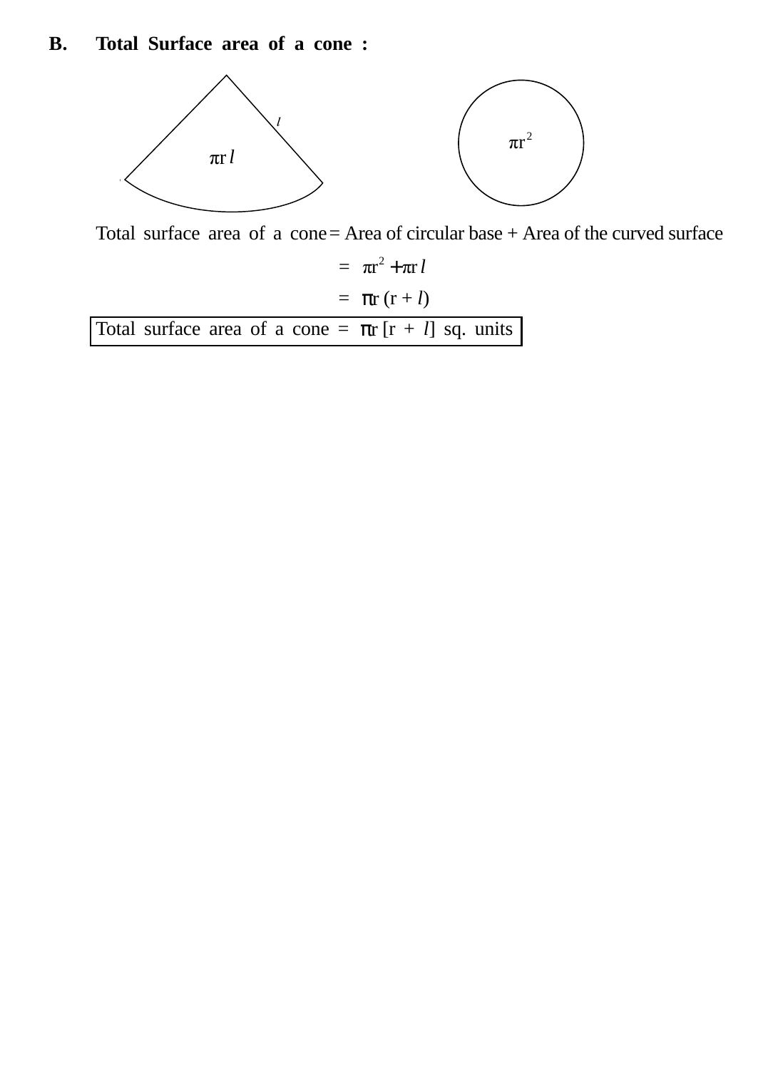**B. Total Surface area of a cone :**

$\pi r l$ &nbsp;&nbsp;&nbsp; $l$ &nbsp;&nbsp;&nbsp; $\pi r^2$

Total surface area of a cone = Area of circular base + Area of the curved surface

$$= \pi r^2 + \pi r l$$

$$= \pi r (r + l)$$

| Total surface area of a cone = $\pi r [r + l]$ sq. units |
|---|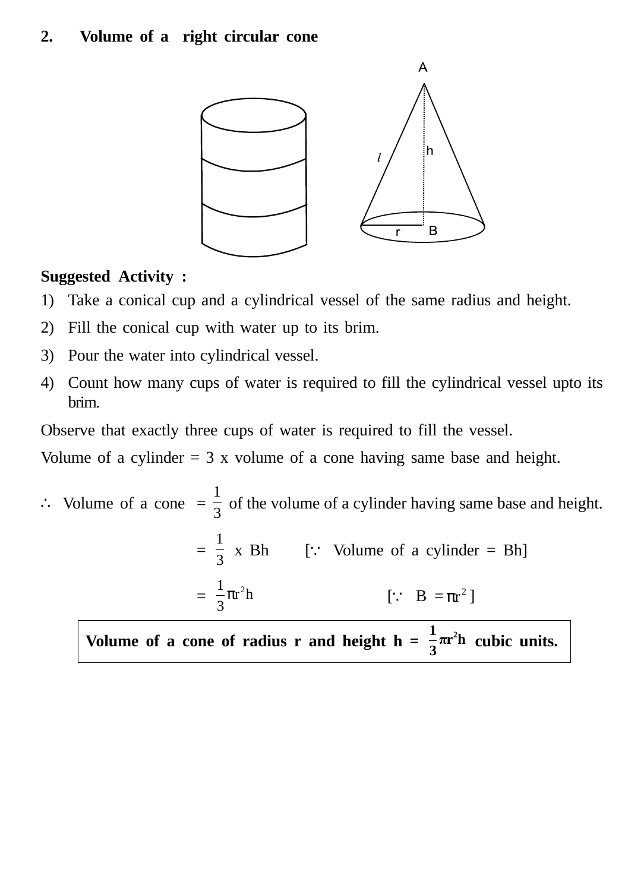## 2. Volume of a right circular cone

**Suggested Activity :**

1) Take a conical cup and a cylindrical vessel of the same radius and height.
2) Fill the conical cup with water up to its brim.
3) Pour the water into cylindrical vessel.
4) Count how many cups of water is required to fill the cylindrical vessel upto its brim.

Observe that exactly three cups of water is required to fill the vessel.

Volume of a cylinder = 3 x volume of a cone having same base and height.

$\therefore$ Volume of a cone $= \frac{1}{3}$ of the volume of a cylinder having same base and height.

$= \frac{1}{3} \times Bh$ [$\because$ Volume of a cylinder = Bh]

$= \frac{1}{3}\pi r^2 h$ [$\because$ $B = \pi r^2$]

| **Volume of a cone of radius r and height h = $\frac{1}{3}\pi r^2 h$ cubic units.** |
|---|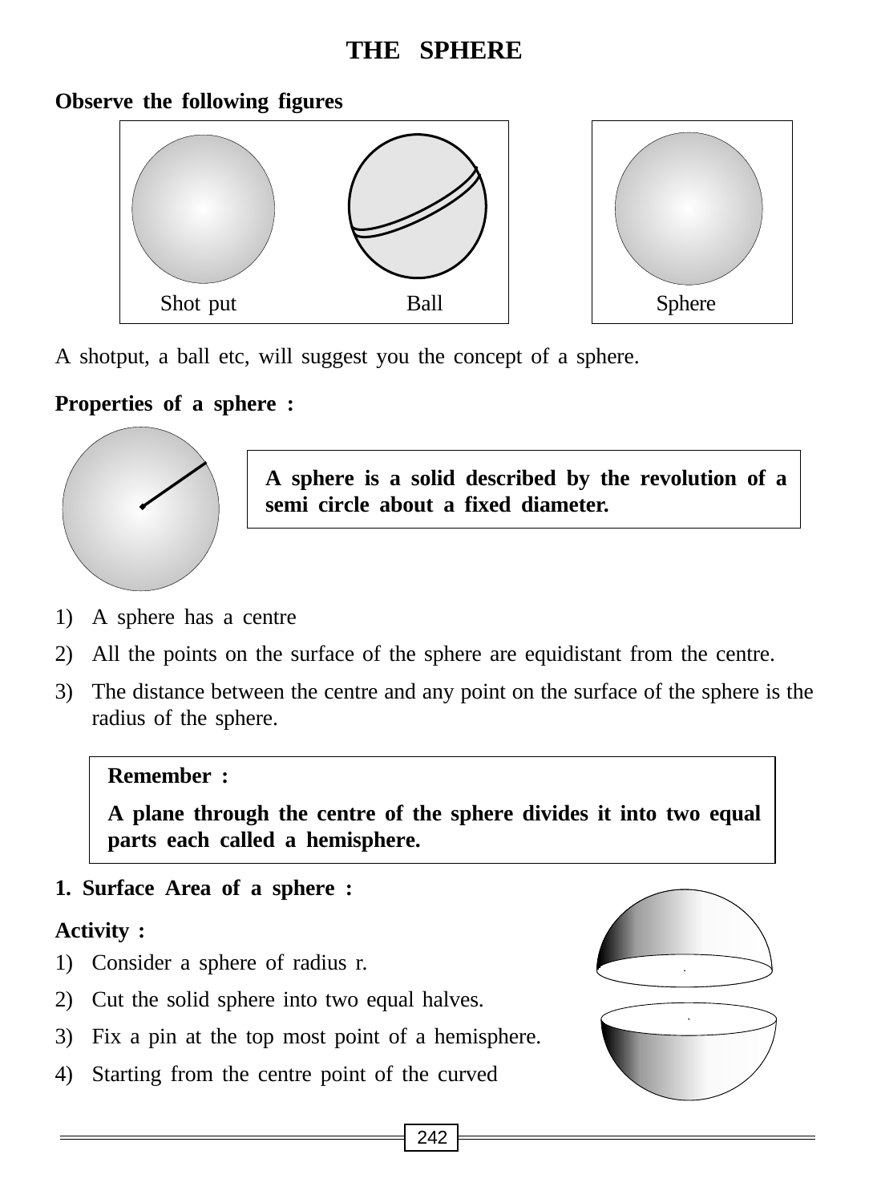# THE SPHERE

**Observe the following figures**

Shot put Ball Sphere

A shotput, a ball etc, will suggest you the concept of a sphere.

**Properties of a sphere :**

**A sphere is a solid described by the revolution of a semi circle about a fixed diameter.**

1) A sphere has a centre
2) All the points on the surface of the sphere are equidistant from the centre.
3) The distance between the centre and any point on the surface of the sphere is the radius of the sphere.

**Remember :**

**A plane through the centre of the sphere divides it into two equal parts each called a hemisphere.**

**1. Surface Area of a sphere :**

**Activity :**

1) Consider a sphere of radius r.
2) Cut the solid sphere into two equal halves.
3) Fix a pin at the top most point of a hemisphere.
4) Starting from the centre point of the curved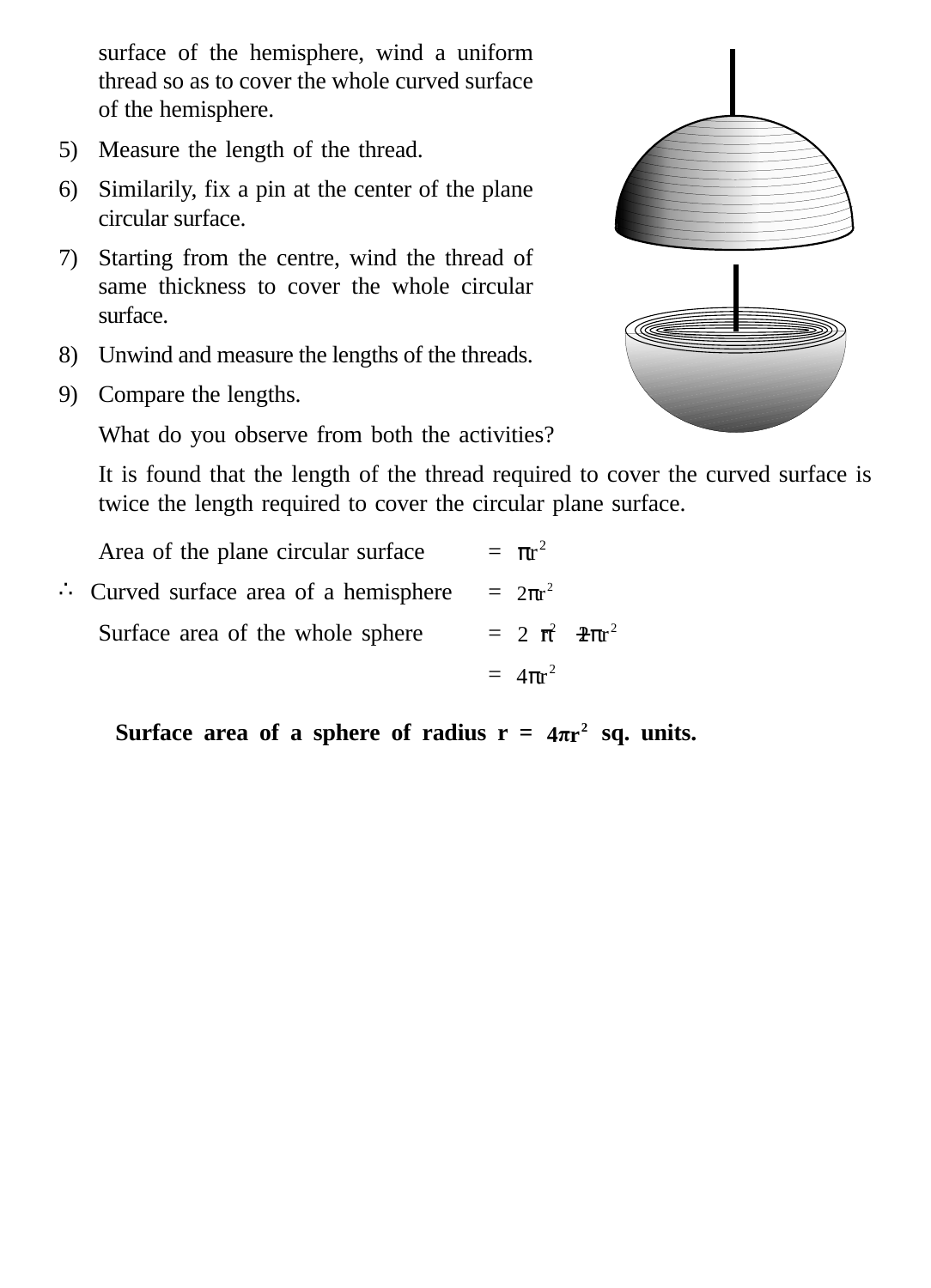surface of the hemisphere, wind a uniform thread so as to cover the whole curved surface of the hemisphere.

5) Measure the length of the thread.
6) Similarily, fix a pin at the center of the plane circular surface.
7) Starting from the centre, wind the thread of same thickness to cover the whole circular surface.
8) Unwind and measure the lengths of the threads.
9) Compare the lengths.

What do you observe from both the activities?

It is found that the length of the thread required to cover the curved surface is twice the length required to cover the circular plane surface.

Area of the plane circular surface $= \pi r^2$

$\therefore$ Curved surface area of a hemisphere $= 2\pi r^2$

Surface area of the whole sphere $= 2\pi r^2 + 2\pi r^2$

$= 4\pi r^2$

**Surface area of a sphere of radius r = $4\pi r^2$ sq. units.**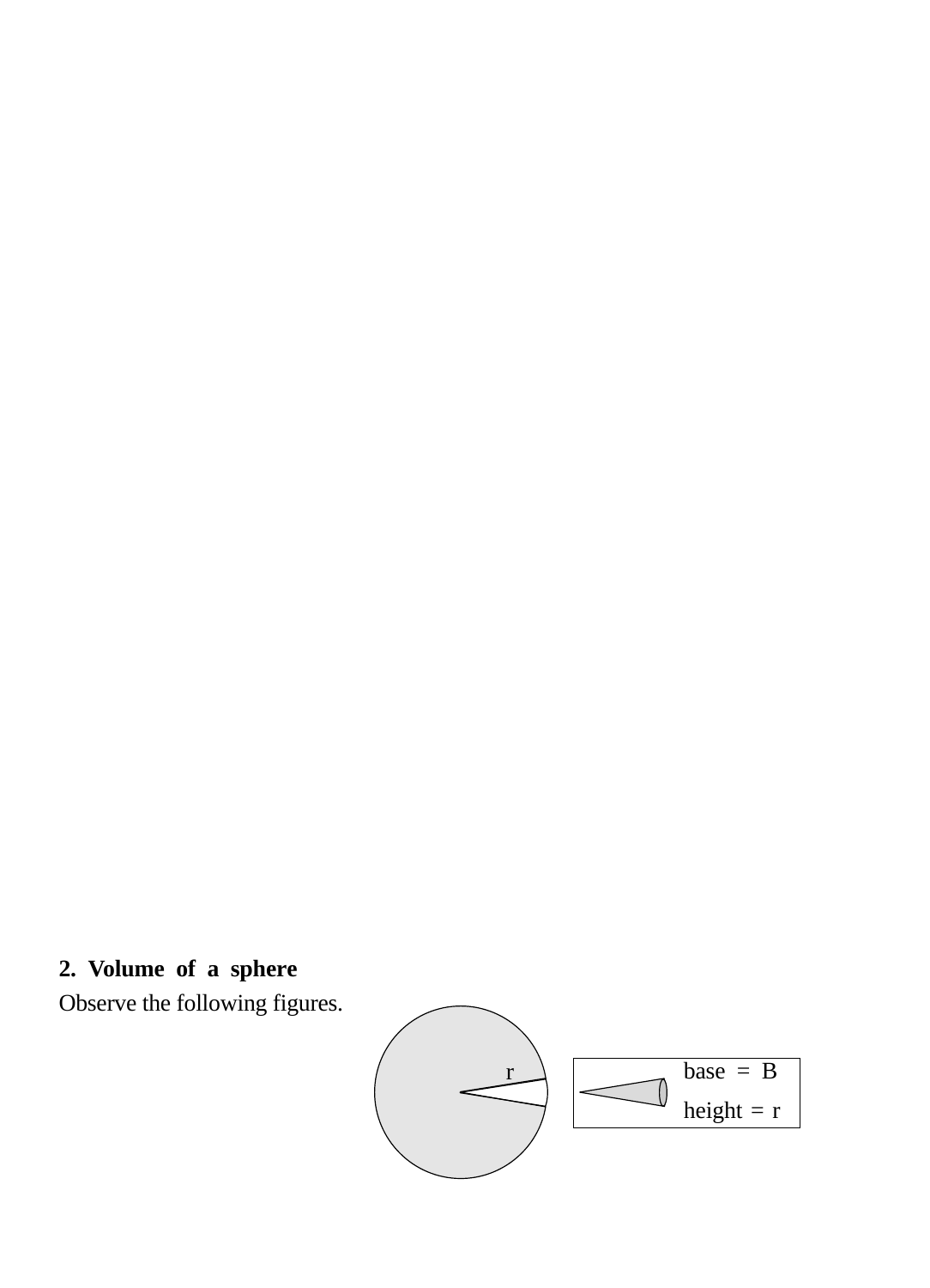**2. Volume of a sphere**

Observe the following figures.

r

base = B

height = r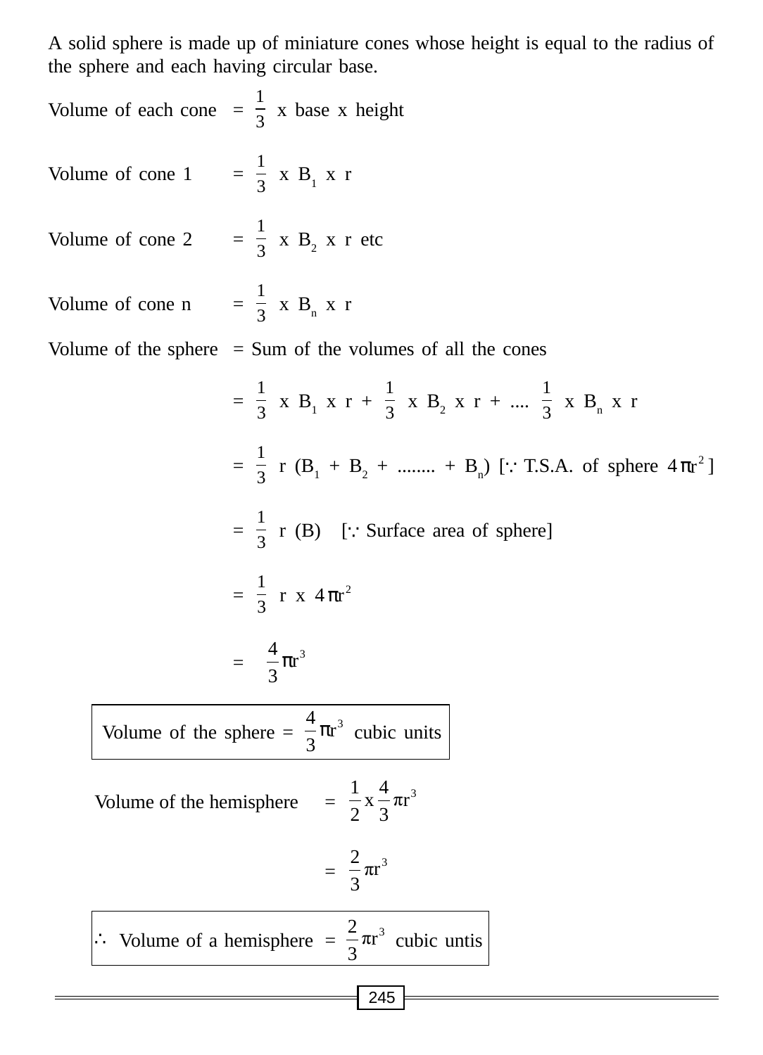A solid sphere is made up of miniature cones whose height is equal to the radius of the sphere and each having circular base.

Volume of each cone $= \frac{1}{3}$ x base x height

Volume of cone 1 $= \frac{1}{3}$ x $B_1$ x r

Volume of cone 2 $= \frac{1}{3}$ x $B_2$ x r etc

Volume of cone n $= \frac{1}{3}$ x $B_n$ x r

Volume of the sphere = Sum of the volumes of all the cones

$= \frac{1}{3} \times B_1 \times r + \frac{1}{3} \times B_2 \times r + .... \frac{1}{3} \times B_n \times r$

$= \frac{1}{3} r (B_1 + B_2 + ........ + B_n)$ [$\because$ T.S.A. of sphere $4\pi r^2$]

$= \frac{1}{3} r (B)$ [$\because$ Surface area of sphere]

$= \frac{1}{3} r \times 4\pi r^2$

$= \frac{4}{3}\pi r^3$

| Volume of the sphere $= \frac{4}{3}\pi r^3$ cubic units |
|---|

Volume of the hemisphere $= \frac{1}{2} \times \frac{4}{3}\pi r^3$

$= \frac{2}{3}\pi r^3$

| $\therefore$ Volume of a hemisphere $= \frac{2}{3}\pi r^3$ cubic untis |
|---|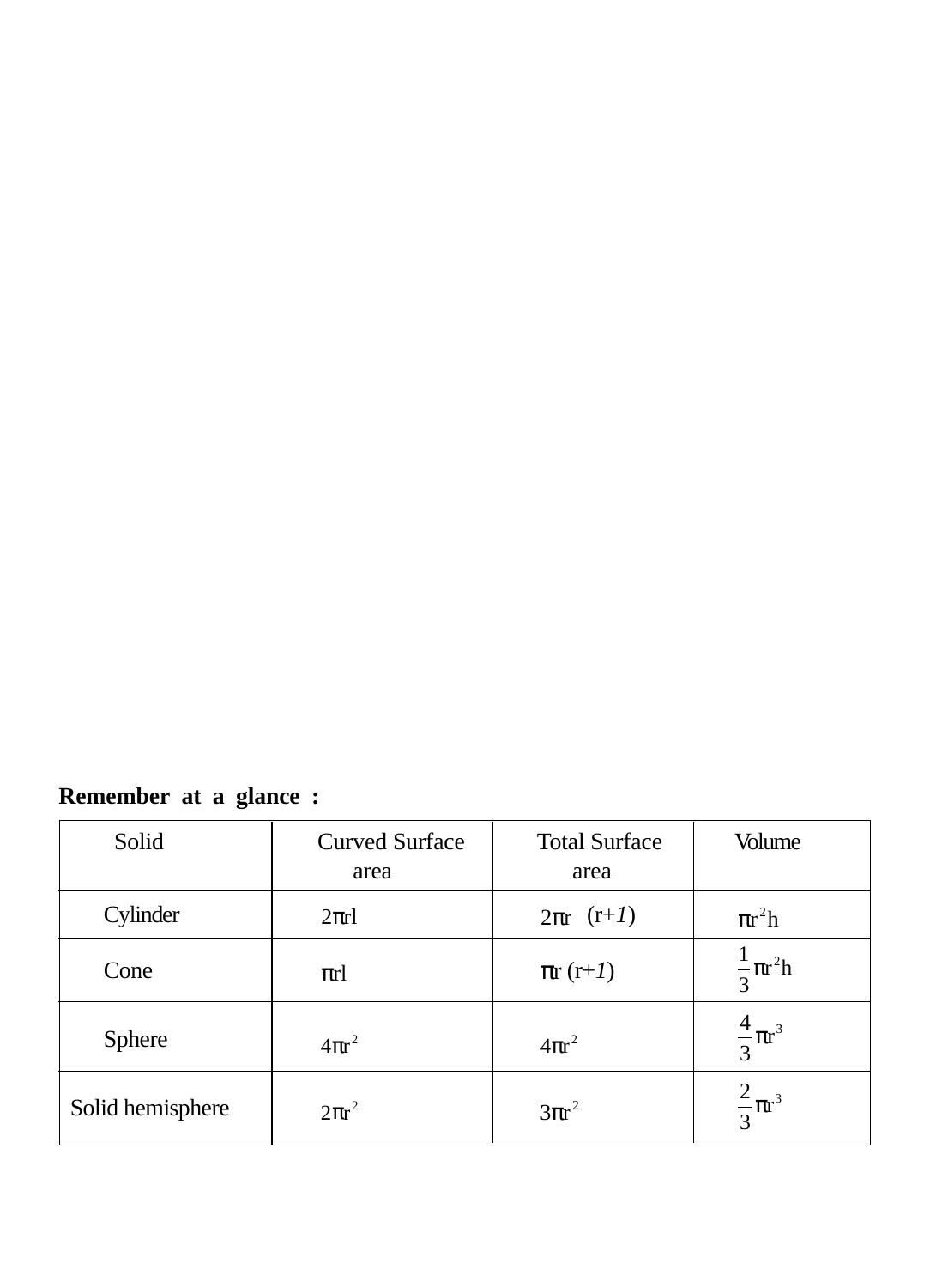**Remember at a glance :**

| Solid | Curved Surface area | Total Surface area | Volume |
|---|---|---|---|
| Cylinder | $2\pi rl$ | $2\pi r\ (r+l)$ | $\pi r^2h$ |
| Cone | $\pi rl$ | $\pi r\ (r+l)$ | $\frac{1}{3}\pi r^2h$ |
| Sphere | $4\pi r^2$ | $4\pi r^2$ | $\frac{4}{3}\pi r^3$ |
| Solid hemisphere | $2\pi r^2$ | $3\pi r^2$ | $\frac{2}{3}\pi r^3$ |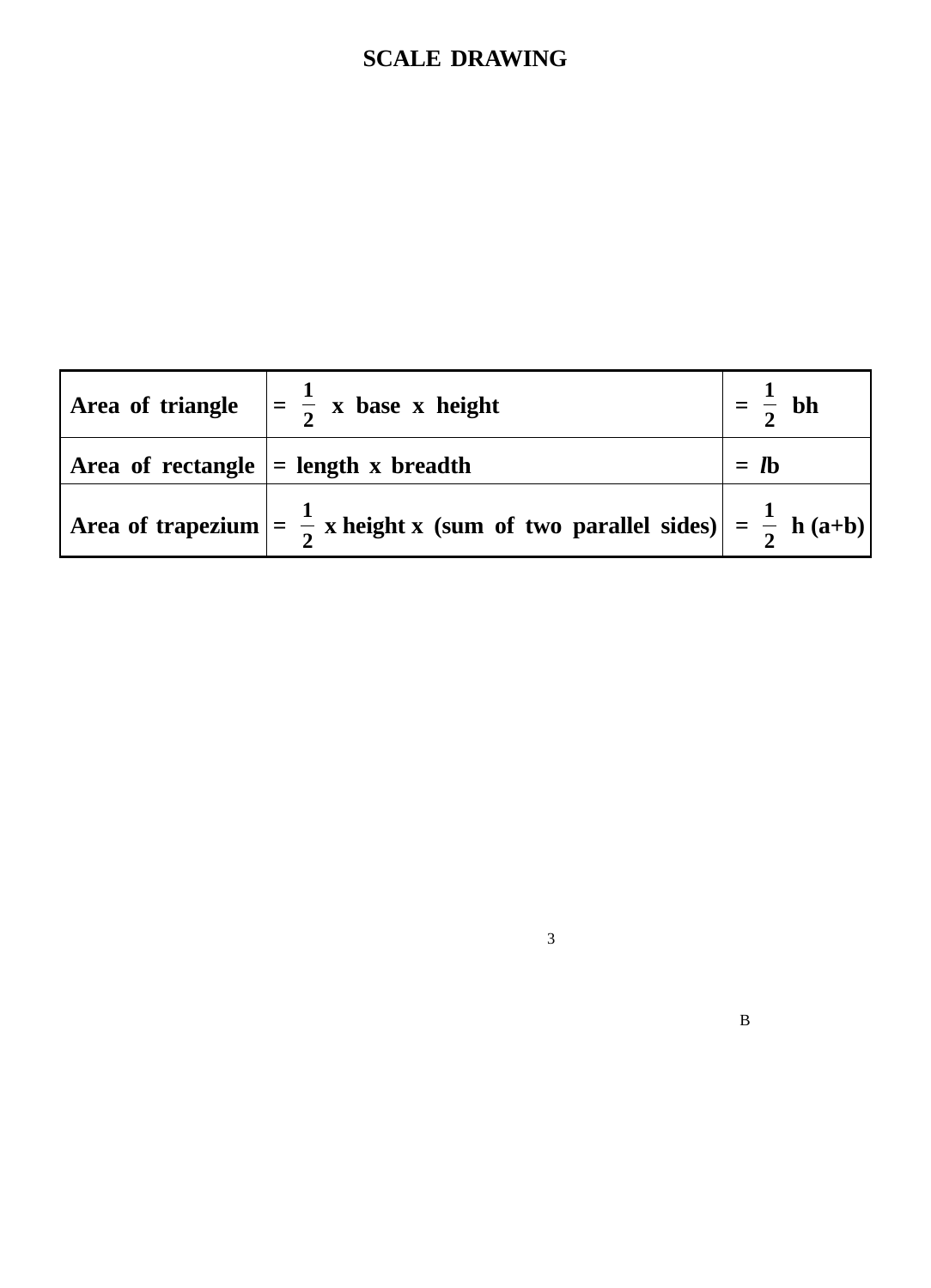# SCALE DRAWING

| | | |
|---|---|---|
| **Area of triangle** | $= \frac{1}{2} \times$ **base x height** | $= \frac{1}{2}$ **bh** |
| **Area of rectangle** | **= length x breadth** | **=** $lb$ |
| **Area of trapezium** | $= \frac{1}{2}$ **x height x (sum of two parallel sides)** | $= \frac{1}{2}$ **h (a+b)** |

3

B